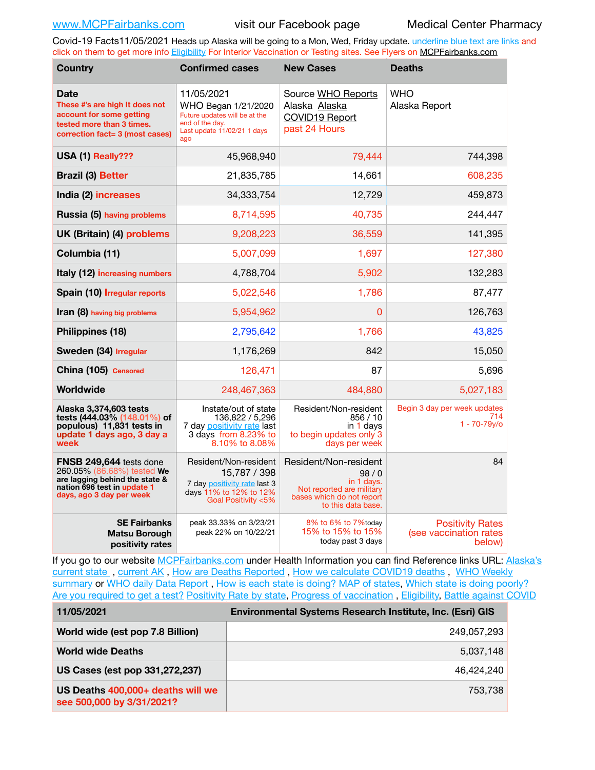www.MCPFairbanks.com visit our Facebook page Medical Center Pharmacy

Covid-19 Facts11/05/2021 Heads up Alaska will be going to a Mon, Wed, Friday update. underline blue text are links and click on them to get more info Eligibility For Interior Vaccination or Testing sites. See Flyers on MCPFairbanks.com

| Country | Confirmed cases | New Cases | Deaths |
|---|---|---|---|
| **Date** These #'s are high It does not account for some getting tested more than 3 times. correction fact= 3 (most cases) | 11/05/2021 WHO Began 1/21/2020 Future updates will be at the end of the day. Last update 11/02/21 1 days ago | Source WHO Reports Alaska Alaska COVID19 Report past 24 Hours | WHO Alaska Report |
| **USA (1)** Really??? | 45,968,940 | 79,444 | 744,398 |
| **Brazil (3)** Better | 21,835,785 | 14,661 | 608,235 |
| **India (2)** increases | 34,333,754 | 12,729 | 459,873 |
| **Russia (5)** having problems | 8,714,595 | 40,735 | 244,447 |
| **UK (Britain) (4)** problems | 9,208,223 | 36,559 | 141,395 |
| **Columbia (11)** | 5,007,099 | 1,697 | 127,380 |
| **Italy (12)** increasing numbers | 4,788,704 | 5,902 | 132,283 |
| **Spain (10)** Irregular reports | 5,022,546 | 1,786 | 87,477 |
| **Iran (8)** having big problems | 5,954,962 | 0 | 126,763 |
| **Philippines (18)** | 2,795,642 | 1,766 | 43,825 |
| **Sweden (34)** Irregular | 1,176,269 | 842 | 15,050 |
| **China (105)** Censored | 126,471 | 87 | 5,696 |
| **Worldwide** | 248,467,363 | 484,880 | 5,027,183 |
| **Alaska 3,374,603 tests tests (444.03% (148.01%) of populous) 11,831 tests in update 1 days ago, 3 day a week** | Instate/out of state 136,822 / 5,296 7 day positivity rate last 3 days from 8.23% to 8.10% to 8.08% | Resident/Non-resident 856 / 10 in 1 days to begin updates only 3 days per week | Begin 3 day per week updates 714 1 - 70-79y/o |
| **FNSB 249,644** tests done 260.05% (86.68%) tested **We are lagging behind the state & nation 696 test in update 1 days, ago 3 day per week** | Resident/Non-resident 15,787 / 398 7 day positivity rate last 3 days 11% to 12% to 12% Goal Positivity <5% | Resident/Non-resident 98 / 0 in 1 days. Not reported are military bases which do not report to this data base. | 84 |
| **SE Fairbanks Matsu Borough positivity rates** | peak 33.33% on 3/23/21 peak 22% on 10/22/21 | 8% to 6% to 7% today 15% to 15% to 15% today past 3 days | Positivity Rates (see vaccination rates below) |

If you go to our website MCPFairbanks.com under Health Information you can find Reference links URL: Alaska's current state , current AK , How are Deaths Reported , How we calculate COVID19 deaths , WHO Weekly summary or WHO daily Data Report , How is each state is doing? MAP of states, Which state is doing poorly? Are you required to get a test? Positivity Rate by state, Progress of vaccination , Eligibility, Battle against COVID

| 11/05/2021 | Environmental Systems Research Institute, Inc. (Esri) GIS |
|---|---|
| **World wide (est pop 7.8 Billion)** | 249,057,293 |
| **World wide Deaths** | 5,037,148 |
| **US Cases (est pop 331,272,237)** | 46,424,240 |
| **US Deaths** 400,000+ deaths will we see 500,000 by 3/31/2021? | 753,738 |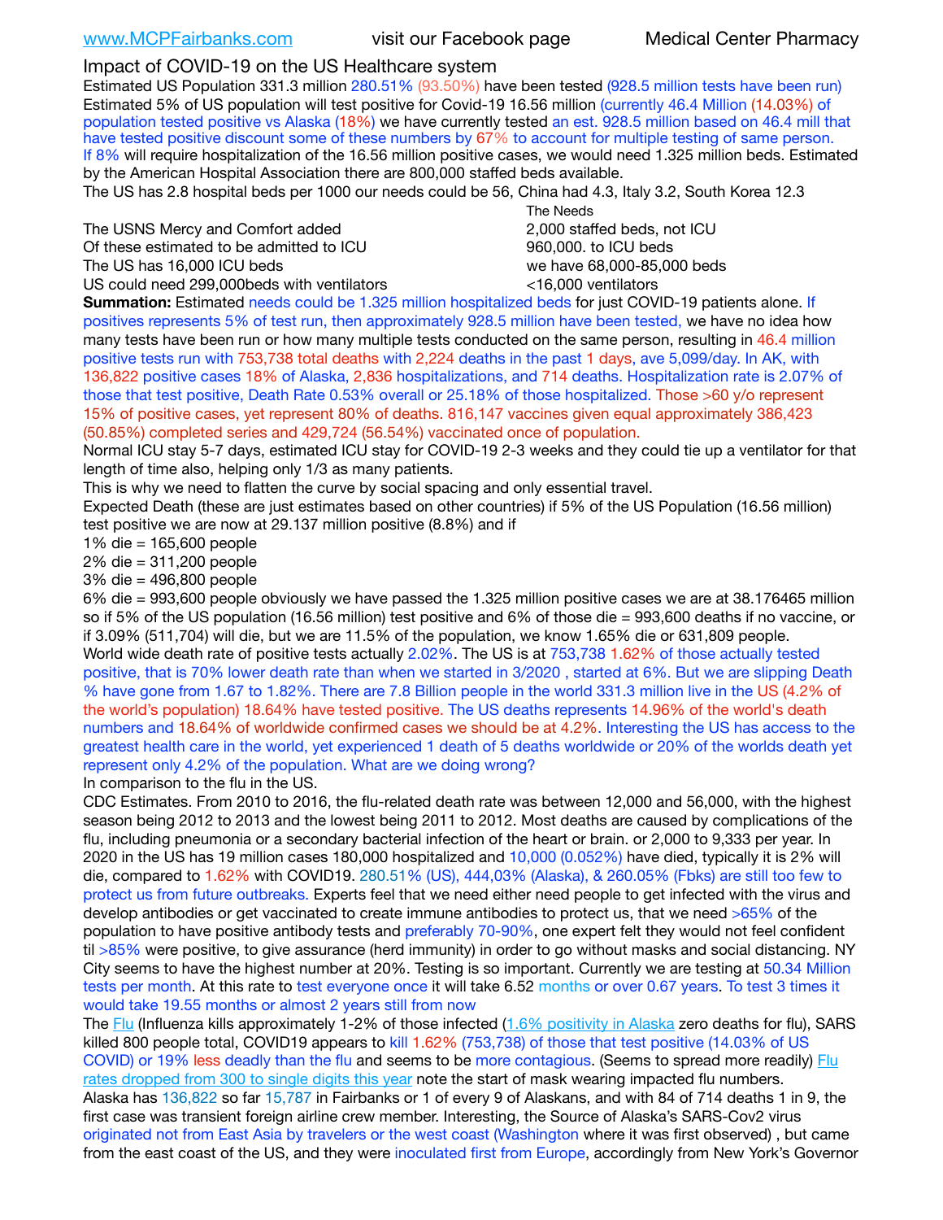www.MCPFairbanks.com visit our Facebook page Medical Center Pharmacy

## Impact of COVID-19 on the US Healthcare system

Estimated US Population 331.3 million 280.51% (93.50%) have been tested (928.5 million tests have been run) Estimated 5% of US population will test positive for Covid-19 16.56 million (currently 46.4 Million (14.03%) of population tested positive vs Alaska (18%) we have currently tested an est. 928.5 million based on 46.4 mill that have tested positive discount some of these numbers by 67% to account for multiple testing of same person. If 8% will require hospitalization of the 16.56 million positive cases, we would need 1.325 million beds. Estimated by the American Hospital Association there are 800,000 staffed beds available.

The US has 2.8 hospital beds per 1000 our needs could be 56, China had 4.3, Italy 3.2, South Korea 12.3

| | The Needs |
|---|---|
| The USNS Mercy and Comfort added | 2,000 staffed beds, not ICU |
| Of these estimated to be admitted to ICU | 960,000. to ICU beds |
| The US has 16,000 ICU beds | we have 68,000-85,000 beds |
| US could need 299,000beds with ventilators | <16,000 ventilators |

**Summation:** Estimated needs could be 1.325 million hospitalized beds for just COVID-19 patients alone. If positives represents 5% of test run, then approximately 928.5 million have been tested, we have no idea how many tests have been run or how many multiple tests conducted on the same person, resulting in 46.4 million positive tests run with 753,738 total deaths with 2,224 deaths in the past 1 days, ave 5,099/day. In AK, with 136,822 positive cases 18% of Alaska, 2,836 hospitalizations, and 714 deaths. Hospitalization rate is 2.07% of those that test positive, Death Rate 0.53% overall or 25.18% of those hospitalized. Those >60 y/o represent 15% of positive cases, yet represent 80% of deaths. 816,147 vaccines given equal approximately 386,423 (50.85%) completed series and 429,724 (56.54%) vaccinated once of population.

Normal ICU stay 5-7 days, estimated ICU stay for COVID-19 2-3 weeks and they could tie up a ventilator for that length of time also, helping only 1/3 as many patients.

This is why we need to flatten the curve by social spacing and only essential travel.

Expected Death (these are just estimates based on other countries) if 5% of the US Population (16.56 million) test positive we are now at 29.137 million positive (8.8%) and if

1% die = 165,600 people
2% die = 311,200 people
3% die = 496,800 people
6% die = 993,600 people obviously we have passed the 1.325 million positive cases we are at 38.176465 million so if 5% of the US population (16.56 million) test positive and 6% of those die = 993,600 deaths if no vaccine, or if 3.09% (511,704) will die, but we are 11.5% of the population, we know 1.65% die or 631,809 people.

World wide death rate of positive tests actually 2.02%. The US is at 753,738 1.62% of those actually tested positive, that is 70% lower death rate than when we started in 3/2020 , started at 6%. But we are slipping Death % have gone from 1.67 to 1.82%. There are 7.8 Billion people in the world 331.3 million live in the US (4.2% of the world's population) 18.64% have tested positive. The US deaths represents 14.96% of the world's death numbers and 18.64% of worldwide confirmed cases we should be at 4.2%. Interesting the US has access to the greatest health care in the world, yet experienced 1 death of 5 deaths worldwide or 20% of the worlds death yet represent only 4.2% of the population. What are we doing wrong?

In comparison to the flu in the US.

CDC Estimates. From 2010 to 2016, the flu-related death rate was between 12,000 and 56,000, with the highest season being 2012 to 2013 and the lowest being 2011 to 2012. Most deaths are caused by complications of the flu, including pneumonia or a secondary bacterial infection of the heart or brain. or 2,000 to 9,333 per year. In 2020 in the US has 19 million cases 180,000 hospitalized and 10,000 (0.052%) have died, typically it is 2% will die, compared to 1.62% with COVID19. 280.51% (US), 444,03% (Alaska), & 260.05% (Fbks) are still too few to protect us from future outbreaks. Experts feel that we need either need people to get infected with the virus and develop antibodies or get vaccinated to create immune antibodies to protect us, that we need >65% of the population to have positive antibody tests and preferably 70-90%, one expert felt they would not feel confident til >85% were positive, to give assurance (herd immunity) in order to go without masks and social distancing. NY City seems to have the highest number at 20%. Testing is so important. Currently we are testing at 50.34 Million tests per month. At this rate to test everyone once it will take 6.52 months or over 0.67 years. To test 3 times it would take 19.55 months or almost 2 years still from now

The Flu (Influenza kills approximately 1-2% of those infected (1.6% positivity in Alaska zero deaths for flu), SARS killed 800 people total, COVID19 appears to kill 1.62% (753,738) of those that test positive (14.03% of US COVID) or 19% less deadly than the flu and seems to be more contagious. (Seems to spread more readily) Flu rates dropped from 300 to single digits this year note the start of mask wearing impacted flu numbers.

Alaska has 136,822 so far 15,787 in Fairbanks or 1 of every 9 of Alaskans, and with 84 of 714 deaths 1 in 9, the first case was transient foreign airline crew member. Interesting, the Source of Alaska's SARS-Cov2 virus originated not from East Asia by travelers or the west coast (Washington where it was first observed) , but came from the east coast of the US, and they were inoculated first from Europe, accordingly from New York's Governor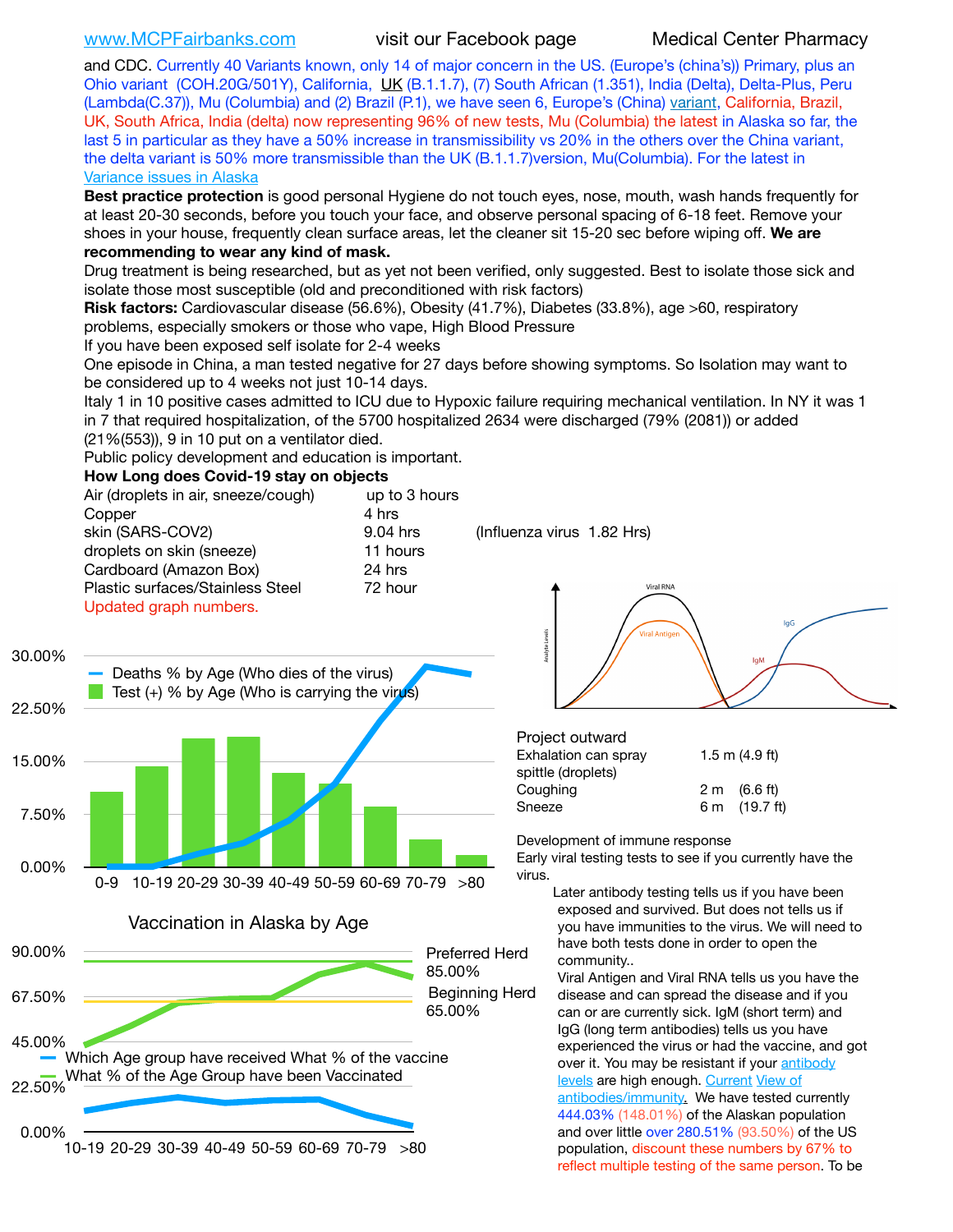www.MCPFairbanks.com visit our Facebook page Medical Center Pharmacy

and CDC. Currently 40 Variants known, only 14 of major concern in the US. (Europe's (china's)) Primary, plus an Ohio variant (COH.20G/501Y), California, UK (B.1.1.7), (7) South African (1.351), India (Delta), Delta-Plus, Peru (Lambda(C.37)), Mu (Columbia) and (2) Brazil (P.1), we have seen 6, Europe's (China) variant, California, Brazil, UK, South Africa, India (delta) now representing 96% of new tests, Mu (Columbia) the latest in Alaska so far, the last 5 in particular as they have a 50% increase in transmissibility vs 20% in the others over the China variant, the delta variant is 50% more transmissible than the UK (B.1.1.7)version, Mu(Columbia). For the latest in Variance issues in Alaska

**Best practice protection** is good personal Hygiene do not touch eyes, nose, mouth, wash hands frequently for at least 20-30 seconds, before you touch your face, and observe personal spacing of 6-18 feet. Remove your shoes in your house, frequently clean surface areas, let the cleaner sit 15-20 sec before wiping off. **We are recommending to wear any kind of mask.**

Drug treatment is being researched, but as yet not been verified, only suggested. Best to isolate those sick and isolate those most susceptible (old and preconditioned with risk factors)

**Risk factors:** Cardiovascular disease (56.6%), Obesity (41.7%), Diabetes (33.8%), age >60, respiratory problems, especially smokers or those who vape, High Blood Pressure

If you have been exposed self isolate for 2-4 weeks

One episode in China, a man tested negative for 27 days before showing symptoms. So Isolation may want to be considered up to 4 weeks not just 10-14 days.

Italy 1 in 10 positive cases admitted to ICU due to Hypoxic failure requiring mechanical ventilation. In NY it was 1 in 7 that required hospitalization, of the 5700 hospitalized 2634 were discharged (79% (2081)) or added (21%(553)), 9 in 10 put on a ventilator died.

Public policy development and education is important.

**How Long does Covid-19 stay on objects**

| | | |
|---|---|---|
| Air (droplets in air, sneeze/cough) | up to 3 hours | |
| Copper | 4 hrs | |
| skin (SARS-COV2) | 9.04 hrs | (Influenza virus 1.82 Hrs) |
| droplets on skin (sneeze) | 11 hours | |
| Cardboard (Amazon Box) | 24 hrs | |
| Plastic surfaces/Stainless Steel | 72 hour | |

Updated graph numbers.

Deaths % by Age (Who dies of the virus) / Test (+) % by Age (Who is carrying the virus)

Vaccination in Alaska by Age

Preferred Herd 85.00%

Beginning Herd 65.00%

Which Age group have received What % of the vaccine / What % of the Age Group have been Vaccinated

Project outward

| | |
|---|---|
| Exhalation can spray spittle (droplets) | 1.5 m (4.9 ft) |
| Coughing | 2 m (6.6 ft) |
| Sneeze | 6 m (19.7 ft) |

Development of immune response

Early viral testing tests to see if you currently have the virus.

Later antibody testing tells us if you have been exposed and survived. But does not tells us if you have immunities to the virus. We will need to have both tests done in order to open the community..

Viral Antigen and Viral RNA tells us you have the disease and can spread the disease and if you can or are currently sick. IgM (short term) and IgG (long term antibodies) tells us you have experienced the virus or had the vaccine, and got over it. You may be resistant if your antibody levels are high enough. Current View of antibodies/immunity. We have tested currently 444.03% (148.01%) of the Alaskan population and over little over 280.51% (93.50%) of the US population, discount these numbers by 67% to reflect multiple testing of the same person. To be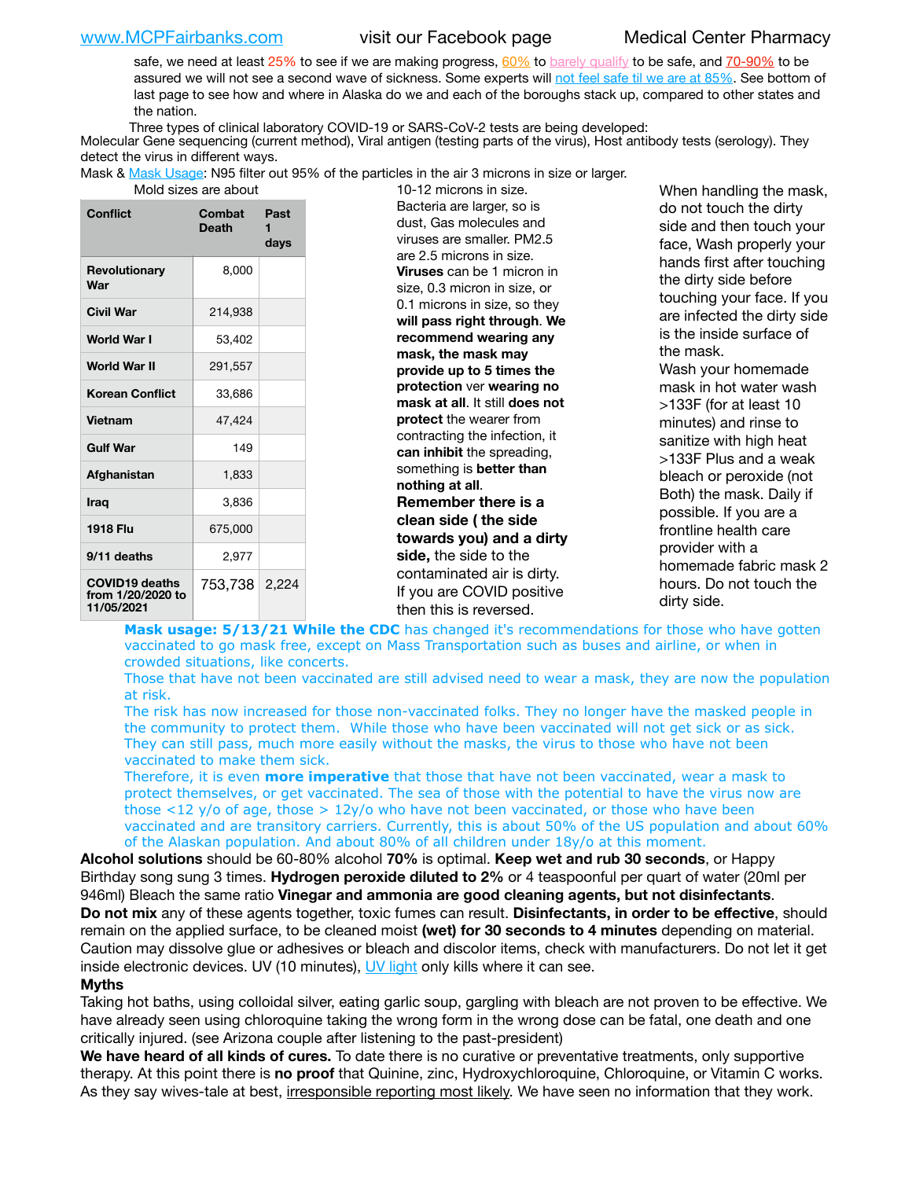safe, we need at least 25% to see if we are making progress, 60% to barely qualify to be safe, and 70-90% to be assured we will not see a second wave of sickness. Some experts will not feel safe til we are at 85%. See bottom of last page to see how and where in Alaska do we and each of the boroughs stack up, compared to other states and the nation.

Three types of clinical laboratory COVID-19 or SARS-CoV-2 tests are being developed:
Molecular Gene sequencing (current method), Viral antigen (testing parts of the virus), Host antibody tests (serology). They detect the virus in different ways.

Mask & Mask Usage: N95 filter out 95% of the particles in the air 3 microns in size or larger.

| Conflict | Combat Death | Past 1 days |
|---|---|---|
| Revolutionary War | 8,000 | |
| Civil War | 214,938 | |
| World War I | 53,402 | |
| World War II | 291,557 | |
| Korean Conflict | 33,686 | |
| Vietnam | 47,424 | |
| Gulf War | 149 | |
| Afghanistan | 1,833 | |
| Iraq | 3,836 | |
| 1918 Flu | 675,000 | |
| 9/11 deaths | 2,977 | |
| COVID19 deaths from 1/20/2020 to 11/05/2021 | 753,738 | 2,224 |

Mold sizes are about 10-12 microns in size. Bacteria are larger, so is dust, Gas molecules and viruses are smaller. PM2.5 are 2.5 microns in size. **Viruses** can be 1 micron in size, 0.3 micron in size, or 0.1 microns in size, so they **will pass right through**. **We recommend wearing any mask, the mask may provide up to 5 times the protection** ver **wearing no mask at all**. It still **does not protect** the wearer from contracting the infection, it **can inhibit** the spreading, something is **better than nothing at all**.

**Remember there is a clean side ( the side towards you) and a dirty side,** the side to the contaminated air is dirty. If you are COVID positive then this is reversed.

When handling the mask, do not touch the dirty side and then touch your face, Wash properly your hands first after touching the dirty side before touching your face. If you are infected the dirty side is the inside surface of the mask. Wash your homemade mask in hot water wash >133F (for at least 10 minutes) and rinse to sanitize with high heat >133F Plus and a weak bleach or peroxide (not Both) the mask. Daily if possible. If you are a frontline health care provider with a homemade fabric mask 2 hours. Do not touch the dirty side.

**Mask usage: 5/13/21 While the CDC** has changed it's recommendations for those who have gotten vaccinated to go mask free, except on Mass Transportation such as buses and airline, or when in crowded situations, like concerts.

Those that have not been vaccinated are still advised need to wear a mask, they are now the population at risk.

The risk has now increased for those non-vaccinated folks. They no longer have the masked people in the community to protect them. While those who have been vaccinated will not get sick or as sick. They can still pass, much more easily without the masks, the virus to those who have not been vaccinated to make them sick.

Therefore, it is even **more imperative** that those that have not been vaccinated, wear a mask to protect themselves, or get vaccinated. The sea of those with the potential to have the virus now are those <12 y/o of age, those > 12y/o who have not been vaccinated, or those who have been vaccinated and are transitory carriers. Currently, this is about 50% of the US population and about 60% of the Alaskan population. And about 80% of all children under 18y/o at this moment.

**Alcohol solutions** should be 60-80% alcohol **70%** is optimal. **Keep wet and rub 30 seconds**, or Happy Birthday song sung 3 times. **Hydrogen peroxide diluted to 2%** or 4 teaspoonful per quart of water (20ml per 946ml) Bleach the same ratio **Vinegar and ammonia are good cleaning agents, but not disinfectants**.
**Do not mix** any of these agents together, toxic fumes can result. **Disinfectants, in order to be effective**, should remain on the applied surface, to be cleaned moist **(wet) for 30 seconds to 4 minutes** depending on material. Caution may dissolve glue or adhesives or bleach and discolor items, check with manufacturers. Do not let it get inside electronic devices. UV (10 minutes), UV light only kills where it can see.

**Myths**

Taking hot baths, using colloidal silver, eating garlic soup, gargling with bleach are not proven to be effective. We have already seen using chloroquine taking the wrong form in the wrong dose can be fatal, one death and one critically injured. (see Arizona couple after listening to the past-president)

**We have heard of all kinds of cures.** To date there is no curative or preventative treatments, only supportive therapy. At this point there is **no proof** that Quinine, zinc, Hydroxychloroquine, Chloroquine, or Vitamin C works. As they say wives-tale at best, irresponsible reporting most likely. We have seen no information that they work.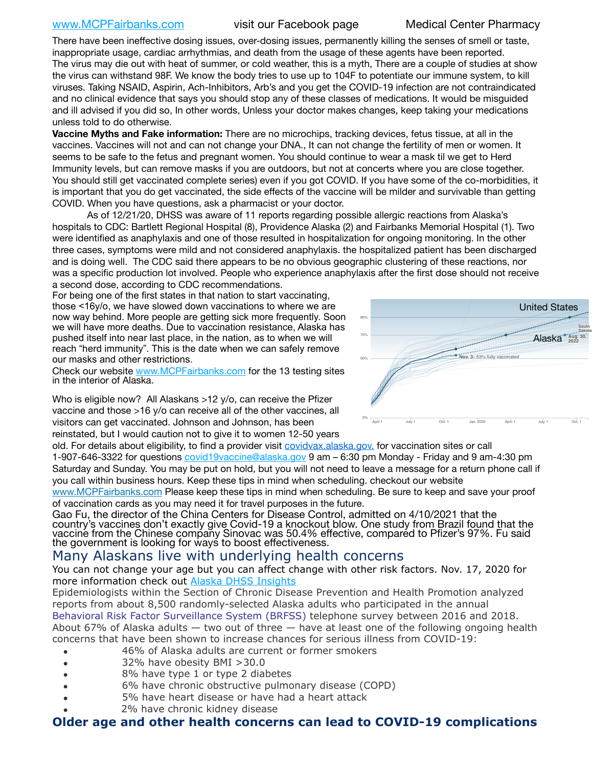www.MCPFairbanks.com visit our Facebook page Medical Center Pharmacy

There have been ineffective dosing issues, over-dosing issues, permanently killing the senses of smell or taste, inappropriate usage, cardiac arrhythmias, and death from the usage of these agents have been reported. The virus may die out with heat of summer, or cold weather, this is a myth, There are a couple of studies at show the virus can withstand 98F. We know the body tries to use up to 104F to potentiate our immune system, to kill viruses. Taking NSAID, Aspirin, Ach-Inhibitors, Arb's and you get the COVID-19 infection are not contraindicated and no clinical evidence that says you should stop any of these classes of medications. It would be misguided and ill advised if you did so, In other words, Unless your doctor makes changes, keep taking your medications unless told to do otherwise.

**Vaccine Myths and Fake information:** There are no microchips, tracking devices, fetus tissue, at all in the vaccines. Vaccines will not and can not change your DNA., It can not change the fertility of men or women. It seems to be safe to the fetus and pregnant women. You should continue to wear a mask til we get to Herd Immunity levels, but can remove masks if you are outdoors, but not at concerts where you are close together. You should still get vaccinated complete series) even if you got COVID. If you have some of the co-morbidities, it is important that you do get vaccinated, the side effects of the vaccine will be milder and survivable than getting COVID. When you have questions, ask a pharmacist or your doctor.

As of 12/21/20, DHSS was aware of 11 reports regarding possible allergic reactions from Alaska's hospitals to CDC: Bartlett Regional Hospital (8), Providence Alaska (2) and Fairbanks Memorial Hospital (1). Two were identified as anaphylaxis and one of those resulted in hospitalization for ongoing monitoring. In the other three cases, symptoms were mild and not considered anaphylaxis. the hospitalized patient has been discharged and is doing well. The CDC said there appears to be no obvious geographic clustering of these reactions, nor was a specific production lot involved. People who experience anaphylaxis after the first dose should not receive a second dose, according to CDC recommendations.

For being one of the first states in that nation to start vaccinating, those <16y/o, we have slowed down vaccinations to where we are now way behind. More people are getting sick more frequently. Soon we will have more deaths. Due to vaccination resistance, Alaska has pushed itself into near last place, in the nation, as to when we will reach "herd immunity". This is the date when we can safely remove our masks and other restrictions.

Check our website www.MCPFairbanks.com for the 13 testing sites in the interior of Alaska.

Who is eligible now? All Alaskans >12 y/o, can receive the Pfizer vaccine and those >16 y/o can receive all of the other vaccines, all visitors can get vaccinated. Johnson and Johnson, has been reinstated, but I would caution not to give it to women 12-50 years old. For details about eligibility, to find a provider visit covidvax.alaska.gov. for vaccination sites or call 1-907-646-3322 for questions covid19vaccine@alaska.gov 9 am – 6:30 pm Monday - Friday and 9 am-4:30 pm Saturday and Sunday. You may be put on hold, but you will not need to leave a message for a return phone call if you call within business hours. Keep these tips in mind when scheduling. checkout our website www.MCPFairbanks.com Please keep these tips in mind when scheduling. Be sure to keep and save your proof of vaccination cards as you may need it for travel purposes in the future.

Gao Fu, the director of the China Centers for Disease Control, admitted on 4/10/2021 that the country's vaccines don't exactly give Covid-19 a knockout blow. One study from Brazil found that the vaccine from the Chinese company Sinovac was 50.4% effective, compared to Pfizer's 97%. Fu said the government is looking for ways to boost effectiveness.

## Many Alaskans live with underlying health concerns

You can not change your age but you can affect change with other risk factors. Nov. 17, 2020 for more information check out Alaska DHSS Insights

Epidemiologists within the Section of Chronic Disease Prevention and Health Promotion analyzed reports from about 8,500 randomly-selected Alaska adults who participated in the annual Behavioral Risk Factor Surveillance System (BRFSS) telephone survey between 2016 and 2018. About 67% of Alaska adults — two out of three — have at least one of the following ongoing health concerns that have been shown to increase chances for serious illness from COVID-19:

- 46% of Alaska adults are current or former smokers
- 32% have obesity BMI >30.0
- 8% have type 1 or type 2 diabetes
- 6% have chronic obstructive pulmonary disease (COPD)
- 5% have heart disease or have had a heart attack
- 2% have chronic kidney disease

## Older age and other health concerns can lead to COVID-19 complications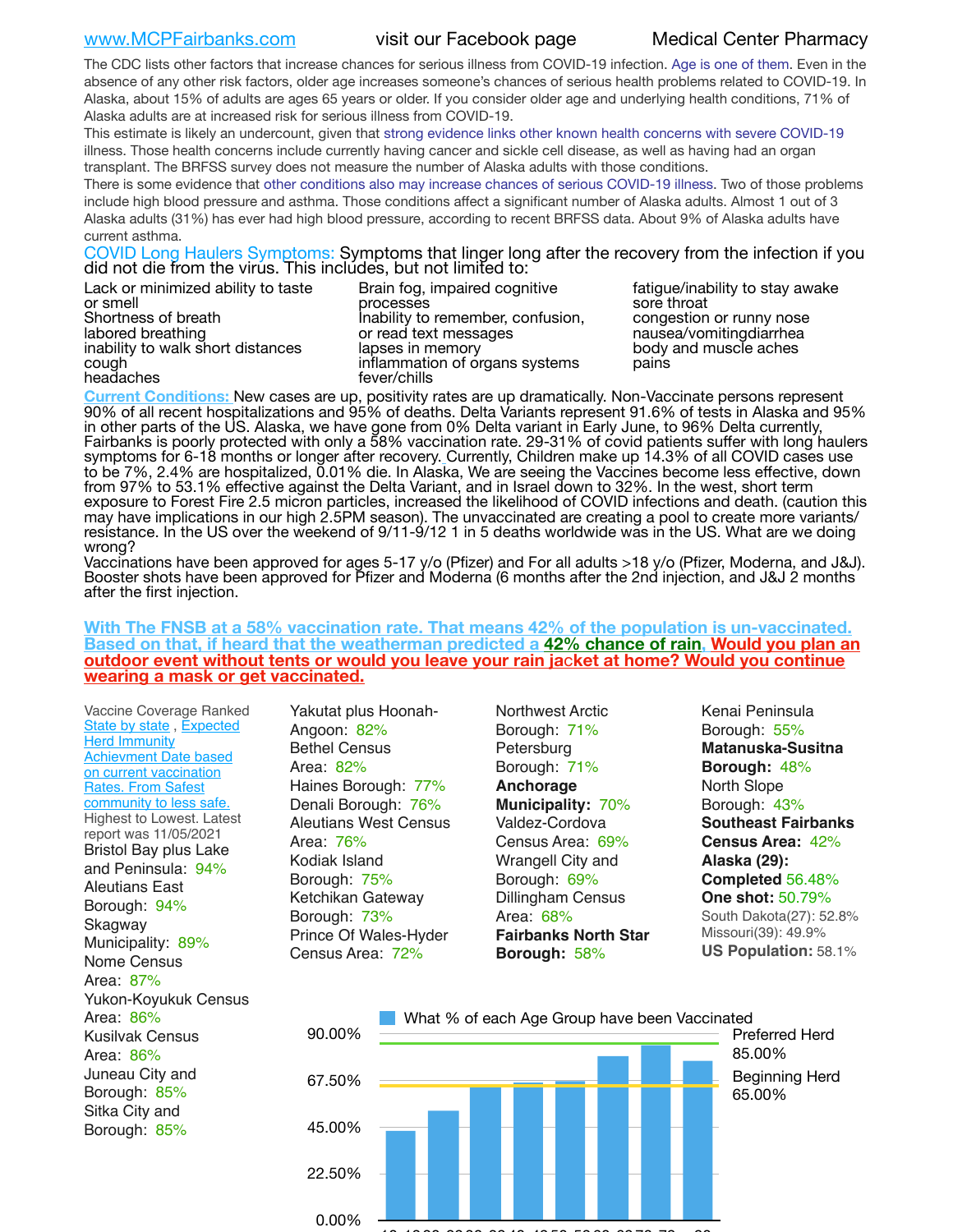www.MCPFairbanks.com visit our Facebook page Medical Center Pharmacy

The CDC lists other factors that increase chances for serious illness from COVID-19 infection. Age is one of them. Even in the absence of any other risk factors, older age increases someone's chances of serious health problems related to COVID-19. In Alaska, about 15% of adults are ages 65 years or older. If you consider older age and underlying health conditions, 71% of Alaska adults are at increased risk for serious illness from COVID-19.

This estimate is likely an undercount, given that strong evidence links other known health concerns with severe COVID-19 illness. Those health concerns include currently having cancer and sickle cell disease, as well as having had an organ transplant. The BRFSS survey does not measure the number of Alaska adults with those conditions.

There is some evidence that other conditions also may increase chances of serious COVID-19 illness. Two of those problems include high blood pressure and asthma. Those conditions affect a significant number of Alaska adults. Almost 1 out of 3 Alaska adults (31%) has ever had high blood pressure, according to recent BRFSS data. About 9% of Alaska adults have current asthma.

**COVID Long Haulers Symptoms:** Symptoms that linger long after the recovery from the infection if you did not die from the virus. This includes, but not limited to:

- Lack or minimized ability to taste or smell
- Shortness of breath
- labored breathing
- inability to walk short distances
- cough
- headaches
- Brain fog, impaired cognitive processes
- Inability to remember, confusion, or read text messages
- lapses in memory
- inflammation of organs systems
- fever/chills
- fatigue/inability to stay awake
- sore throat
- congestion or runny nose
- nausea/vomitingdiarrhea
- body and muscle aches
- pains

**Current Conditions:** New cases are up, positivity rates are up dramatically. Non-Vaccinate persons represent 90% of all recent hospitalizations and 95% of deaths. Delta Variants represent 91.6% of tests in Alaska and 95% in other parts of the US. Alaska, we have gone from 0% Delta variant in Early June, to 96% Delta currently, Fairbanks is poorly protected with only a 58% vaccination rate. 29-31% of covid patients suffer with long haulers symptoms for 6-18 months or longer after recovery. Currently, Children make up 14.3% of all COVID cases use to be 7%, 2.4% are hospitalized, 0.01% die. In Alaska, We are seeing the Vaccines become less effective, down from 97% to 53.1% effective against the Delta Variant, and in Israel down to 32%. In the west, short term exposure to Forest Fire 2.5 micron particles, increased the likelihood of COVID infections and death. (caution this may have implications in our high 2.5PM season). The unvaccinated are creating a pool to create more variants/ resistance. In the US over the weekend of 9/11-9/12 1 in 5 deaths worldwide was in the US. What are we doing wrong?

Vaccinations have been approved for ages 5-17 y/o (Pfizer) and For all adults >18 y/o (Pfizer, Moderna, and J&J). Booster shots have been approved for Pfizer and Moderna (6 months after the 2nd injection, and J&J 2 months after the first injection.

**With The FNSB at a 58% vaccination rate. That means 42% of the population is un-vaccinated. Based on that, if heard that the weatherman predicted a 42% chance of rain, Would you plan an outdoor event without tents or would you leave your rain jacket at home? Would you continue wearing a mask or get vaccinated.**

Vaccine Coverage Ranked State by state, Expected Herd Immunity Achievment Date based on current vaccination Rates. From Safest community to less safe. Highest to Lowest. Latest report was 11/05/2021

- Bristol Bay plus Lake and Peninsula: 94%
- Aleutians East Borough: 94%
- Skagway Municipality: 89%
- Nome Census Area: 87%
- Yukon-Koyukuk Census Area: 86%
- Kusilvak Census Area: 86%
- Juneau City and Borough: 85%
- Sitka City and Borough: 85%
- Yakutat plus Hoonah-Angoon: 82%
- Bethel Census Area: 82%
- Haines Borough: 77%
- Denali Borough: 76%
- Aleutians West Census Area: 76%
- Kodiak Island Borough: 75%
- Ketchikan Gateway Borough: 73%
- Prince Of Wales-Hyder Census Area: 72%
- Northwest Arctic Borough: 71%
- Petersburg Borough: 71%
- **Anchorage Municipality: 70%**
- Valdez-Cordova Census Area: 69%
- Wrangell City and Borough: 69%
- Dillingham Census Area: 68%
- **Fairbanks North Star Borough: 58%**
- Kenai Peninsula Borough: 55%
- **Matanuska-Susitna Borough: 48%**
- North Slope Borough: 43%
- **Southeast Fairbanks Census Area: 42%**
- **Alaska (29): Completed 56.48%**
- **One shot: 50.79%**
- South Dakota(27): 52.8%
- Missouri(39): 49.9%
- **US Population:** 58.1%

What % of each Age Group have been Vaccinated

90.00%
67.50%
45.00%
22.50%
0.00%

Preferred Herd 85.00%

Beginning Herd 65.00%